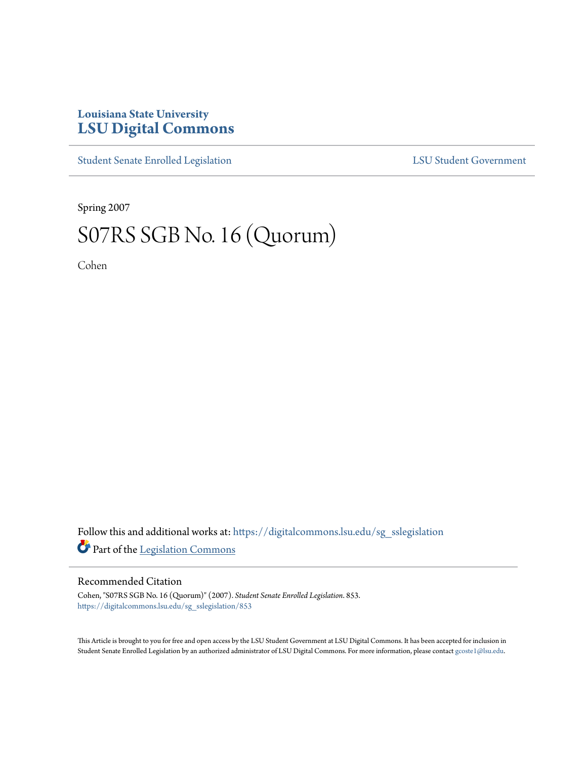Louisiana State University
# LSU Digital Commons

Student Senate Enrolled Legislation | LSU Student Government

Spring 2007

# S07RS SGB No. 16 (Quorum)

Cohen

Follow this and additional works at: https://digitalcommons.lsu.edu/sg_sslegislation

Part of the Legislation Commons

## Recommended Citation

Cohen, "S07RS SGB No. 16 (Quorum)" (2007). *Student Senate Enrolled Legislation*. 853.
https://digitalcommons.lsu.edu/sg_sslegislation/853

This Article is brought to you for free and open access by the LSU Student Government at LSU Digital Commons. It has been accepted for inclusion in Student Senate Enrolled Legislation by an authorized administrator of LSU Digital Commons. For more information, please contact gcoste1@lsu.edu.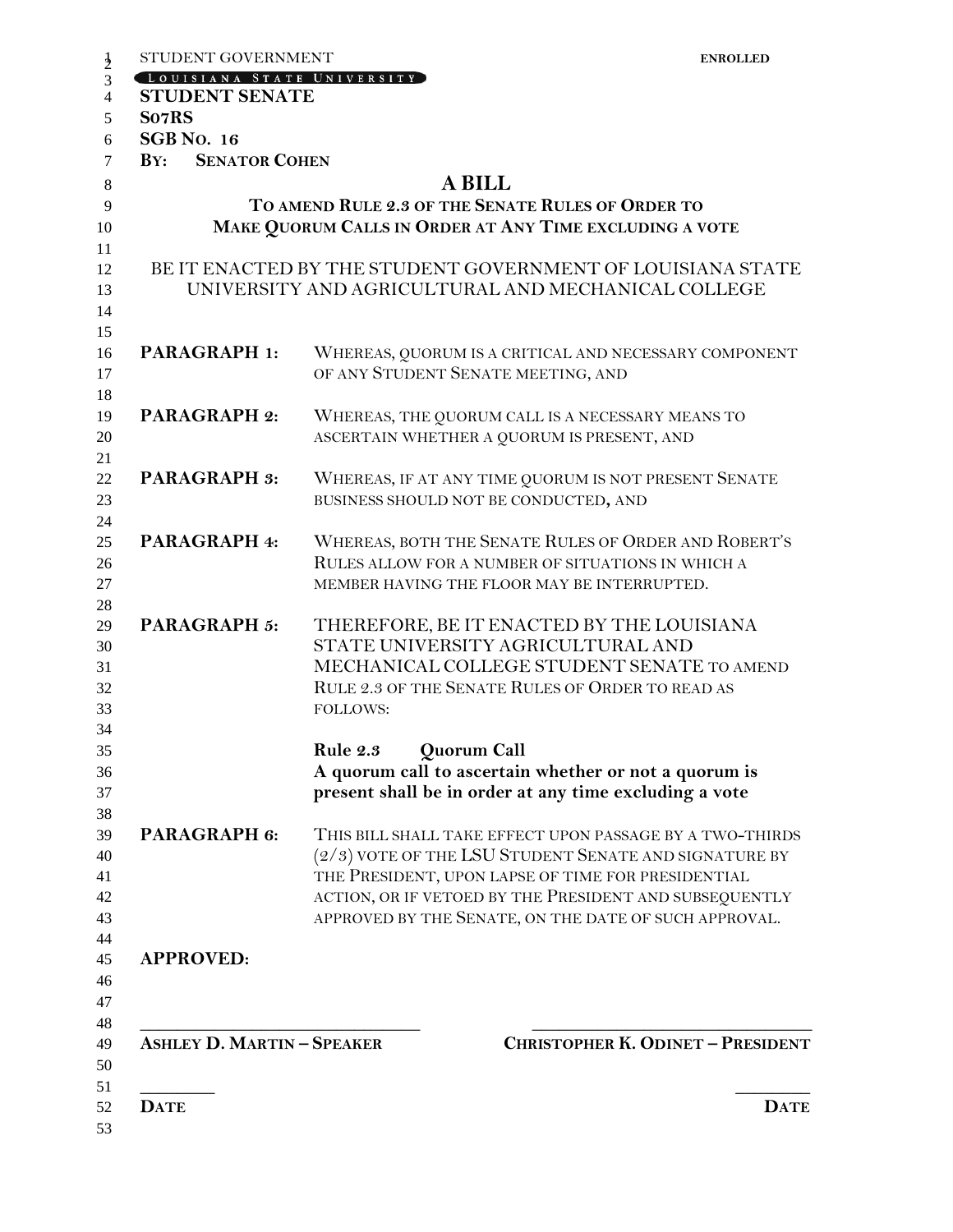STUDENT GOVERNMENT **ENROLLED**

LOUISIANA STATE UNIVERSITY

**STUDENT SENATE**

**S07RS**

**SGB NO. 16**

**BY: SENATOR COHEN**

# A BILL

**TO AMEND RULE 2.3 OF THE SENATE RULES OF ORDER TO MAKE QUORUM CALLS IN ORDER AT ANY TIME EXCLUDING A VOTE**

BE IT ENACTED BY THE STUDENT GOVERNMENT OF LOUISIANA STATE UNIVERSITY AND AGRICULTURAL AND MECHANICAL COLLEGE

**PARAGRAPH 1:** WHEREAS, QUORUM IS A CRITICAL AND NECESSARY COMPONENT OF ANY STUDENT SENATE MEETING, AND

**PARAGRAPH 2:** WHEREAS, THE QUORUM CALL IS A NECESSARY MEANS TO ASCERTAIN WHETHER A QUORUM IS PRESENT, AND

**PARAGRAPH 3:** WHEREAS, IF AT ANY TIME QUORUM IS NOT PRESENT SENATE BUSINESS SHOULD NOT BE CONDUCTED, AND

**PARAGRAPH 4:** WHEREAS, BOTH THE SENATE RULES OF ORDER AND ROBERT'S RULES ALLOW FOR A NUMBER OF SITUATIONS IN WHICH A MEMBER HAVING THE FLOOR MAY BE INTERRUPTED.

**PARAGRAPH 5:** THEREFORE, BE IT ENACTED BY THE LOUISIANA STATE UNIVERSITY AGRICULTURAL AND MECHANICAL COLLEGE STUDENT SENATE TO AMEND RULE 2.3 OF THE SENATE RULES OF ORDER TO READ AS FOLLOWS:

**Rule 2.3 Quorum Call**
**A quorum call to ascertain whether or not a quorum is present shall be in order at any time excluding a vote**

**PARAGRAPH 6:** THIS BILL SHALL TAKE EFFECT UPON PASSAGE BY A TWO-THIRDS (2/3) VOTE OF THE LSU STUDENT SENATE AND SIGNATURE BY THE PRESIDENT, UPON LAPSE OF TIME FOR PRESIDENTIAL ACTION, OR IF VETOED BY THE PRESIDENT AND SUBSEQUENTLY APPROVED BY THE SENATE, ON THE DATE OF SUCH APPROVAL.

**APPROVED:**

______________________________ ______________________________

**ASHLEY D. MARTIN – SPEAKER** **CHRISTOPHER K. ODINET – PRESIDENT**

________ ________

**DATE** **DATE**